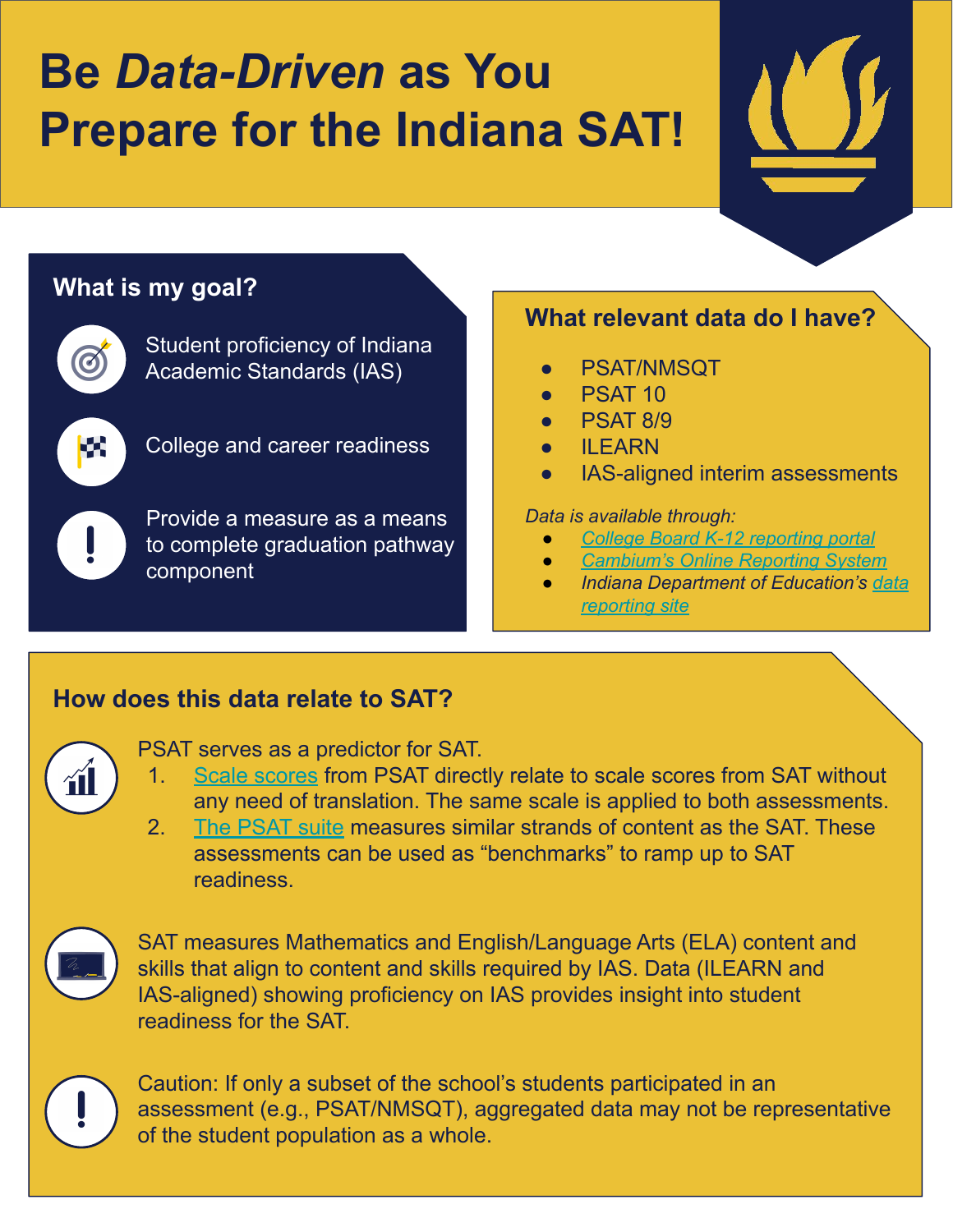# Be *Data-Driven* as You Prepare for the Indiana SAT!

## What is my goal?

- Student proficiency of Indiana Academic Standards (IAS)
- College and career readiness
- Provide a measure as a means to complete graduation pathway component

## What relevant data do I have?

- PSAT/NMSQT
- PSAT 10
- PSAT 8/9
- ILEARN
- IAS-aligned interim assessments

*Data is available through:*

- *College Board K-12 reporting portal*
- *Cambium's Online Reporting System*
- *Indiana Department of Education's data reporting site*

## How does this data relate to SAT?

PSAT serves as a predictor for SAT.

1. Scale scores from PSAT directly relate to scale scores from SAT without any need of translation. The same scale is applied to both assessments.
2. The PSAT suite measures similar strands of content as the SAT. These assessments can be used as "benchmarks" to ramp up to SAT readiness.

SAT measures Mathematics and English/Language Arts (ELA) content and skills that align to content and skills required by IAS. Data (ILEARN and IAS-aligned) showing proficiency on IAS provides insight into student readiness for the SAT.

Caution: If only a subset of the school's students participated in an assessment (e.g., PSAT/NMSQT), aggregated data may not be representative of the student population as a whole.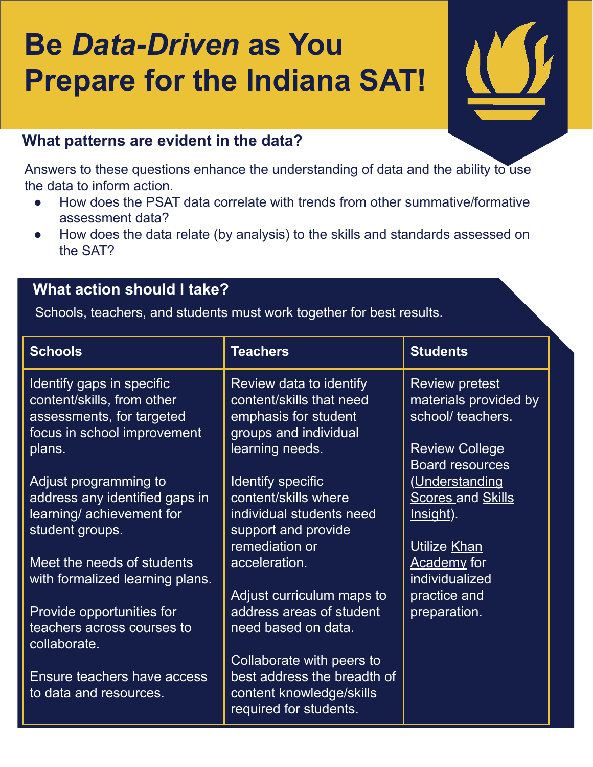# Be *Data-Driven* as You Prepare for the Indiana SAT!

### What patterns are evident in the data?

Answers to these questions enhance the understanding of data and the ability to use the data to inform action.

- How does the PSAT data correlate with trends from other summative/formative assessment data?
- How does the data relate (by analysis) to the skills and standards assessed on the SAT?

### What action should I take?

Schools, teachers, and students must work together for best results.

| Schools | Teachers | Students |
|---|---|---|
| Identify gaps in specific content/skills, from other assessments, for targeted focus in school improvement plans.<br><br>Adjust programming to address any identified gaps in learning/ achievement for student groups.<br><br>Meet the needs of students with formalized learning plans.<br><br>Provide opportunities for teachers across courses to collaborate.<br><br>Ensure teachers have access to data and resources. | Review data to identify content/skills that need emphasis for student groups and individual learning needs.<br><br>Identify specific content/skills where individual students need support and provide remediation or acceleration.<br><br>Adjust curriculum maps to address areas of student need based on data.<br><br>Collaborate with peers to best address the breadth of content knowledge/skills required for students. | Review pretest materials provided by school/ teachers.<br><br>Review College Board resources (Understanding Scores and Skills Insight).<br><br>Utilize Khan Academy for individualized practice and preparation. |